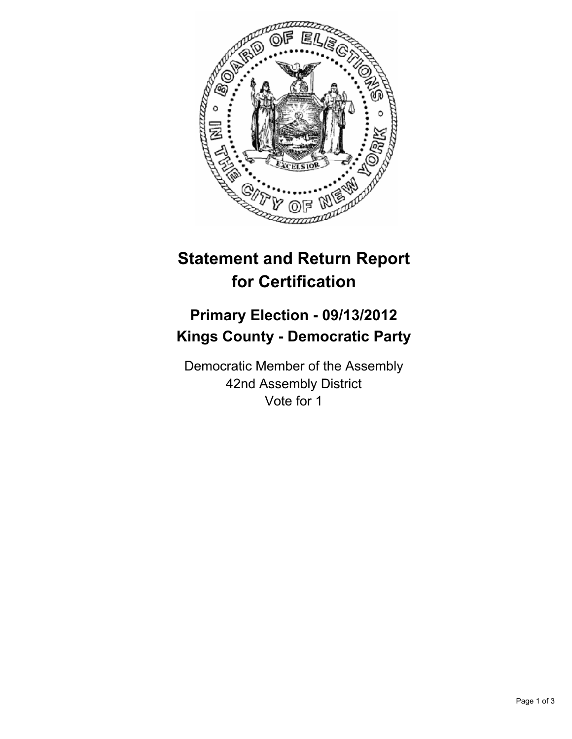# Statement and Return Report for Certification

## Primary Election - 09/13/2012
## Kings County - Democratic Party

Democratic Member of the Assembly
42nd Assembly District
Vote for 1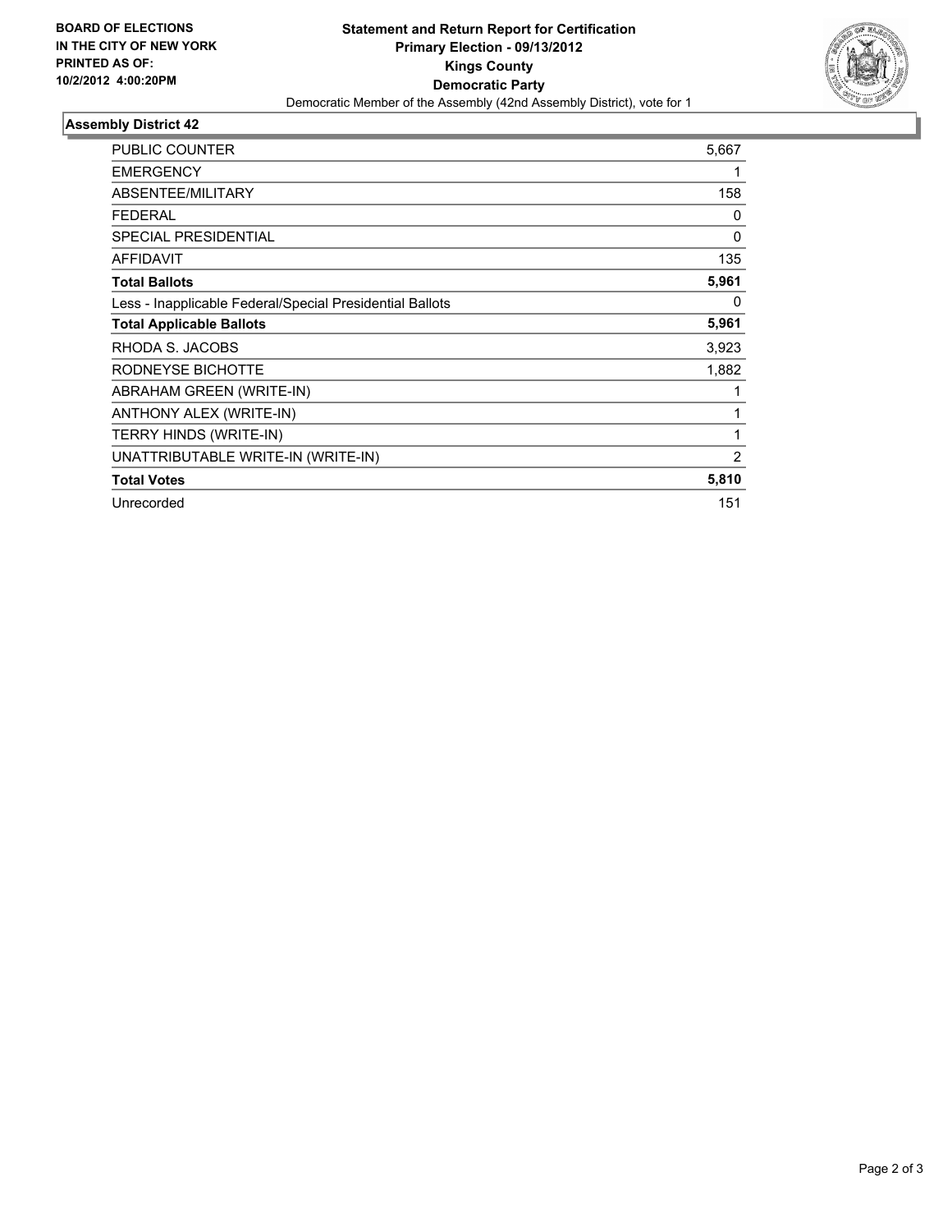**BOARD OF ELECTIONS IN THE CITY OF NEW YORK PRINTED AS OF: 10/2/2012 4:00:20PM**

# Statement and Return Report for Certification
## Primary Election - 09/13/2012
## Kings County
## Democratic Party

Democratic Member of the Assembly (42nd Assembly District), vote for 1

### Assembly District 42

| | |
|---|---|
| PUBLIC COUNTER | 5,667 |
| EMERGENCY | 1 |
| ABSENTEE/MILITARY | 158 |
| FEDERAL | 0 |
| SPECIAL PRESIDENTIAL | 0 |
| AFFIDAVIT | 135 |
| **Total Ballots** | **5,961** |
| Less - Inapplicable Federal/Special Presidential Ballots | 0 |
| **Total Applicable Ballots** | **5,961** |
| RHODA S. JACOBS | 3,923 |
| RODNEYSE BICHOTTE | 1,882 |
| ABRAHAM GREEN (WRITE-IN) | 1 |
| ANTHONY ALEX (WRITE-IN) | 1 |
| TERRY HINDS (WRITE-IN) | 1 |
| UNATTRIBUTABLE WRITE-IN (WRITE-IN) | 2 |
| **Total Votes** | **5,810** |
| Unrecorded | 151 |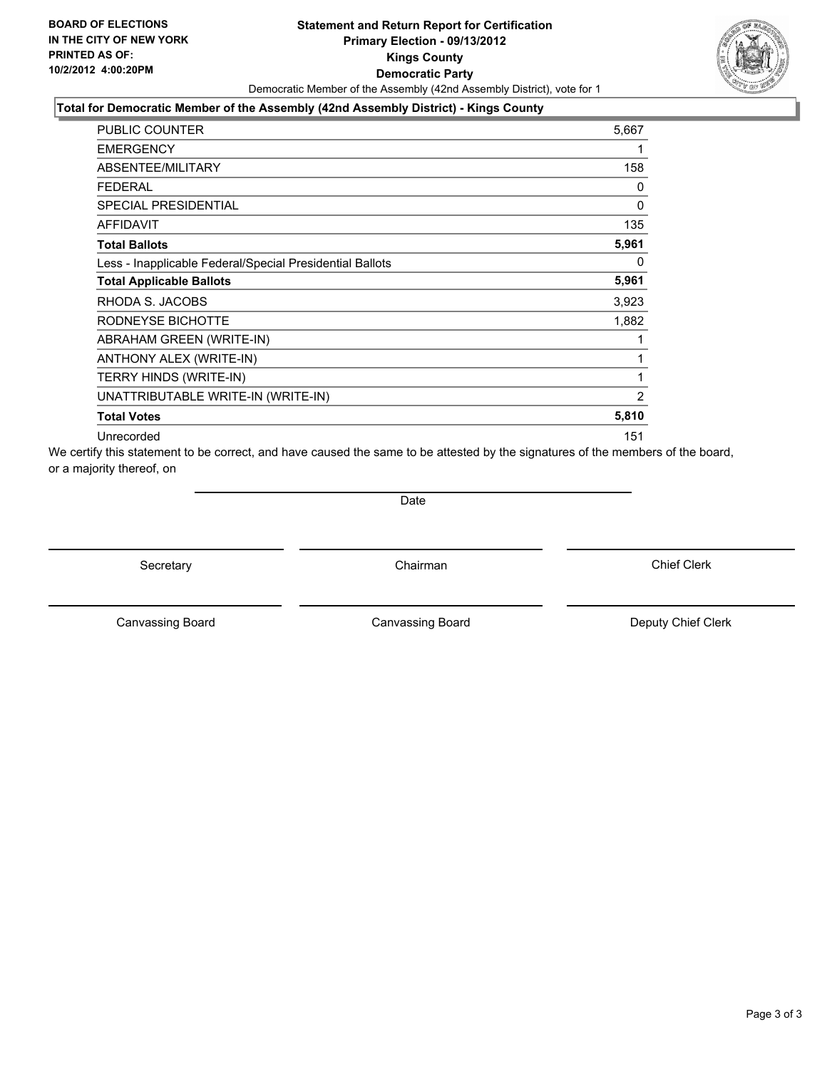**BOARD OF ELECTIONS IN THE CITY OF NEW YORK PRINTED AS OF: 10/2/2012 4:00:20PM**

**Statement and Return Report for Certification**
**Primary Election - 09/13/2012**
**Kings County**
**Democratic Party**
Democratic Member of the Assembly (42nd Assembly District), vote for 1

**Total for Democratic Member of the Assembly (42nd Assembly District) - Kings County**

| | |
|---|---|
| PUBLIC COUNTER | 5,667 |
| EMERGENCY | 1 |
| ABSENTEE/MILITARY | 158 |
| FEDERAL | 0 |
| SPECIAL PRESIDENTIAL | 0 |
| AFFIDAVIT | 135 |
| **Total Ballots** | **5,961** |
| Less - Inapplicable Federal/Special Presidential Ballots | 0 |
| **Total Applicable Ballots** | **5,961** |
| RHODA S. JACOBS | 3,923 |
| RODNEYSE BICHOTTE | 1,882 |
| ABRAHAM GREEN (WRITE-IN) | 1 |
| ANTHONY ALEX (WRITE-IN) | 1 |
| TERRY HINDS (WRITE-IN) | 1 |
| UNATTRIBUTABLE WRITE-IN (WRITE-IN) | 2 |
| **Total Votes** | **5,810** |
| Unrecorded | 151 |

We certify this statement to be correct, and have caused the same to be attested by the signatures of the members of the board, or a majority thereof, on

Date

Secretary — Chairman — Chief Clerk

Canvassing Board — Canvassing Board — Deputy Chief Clerk